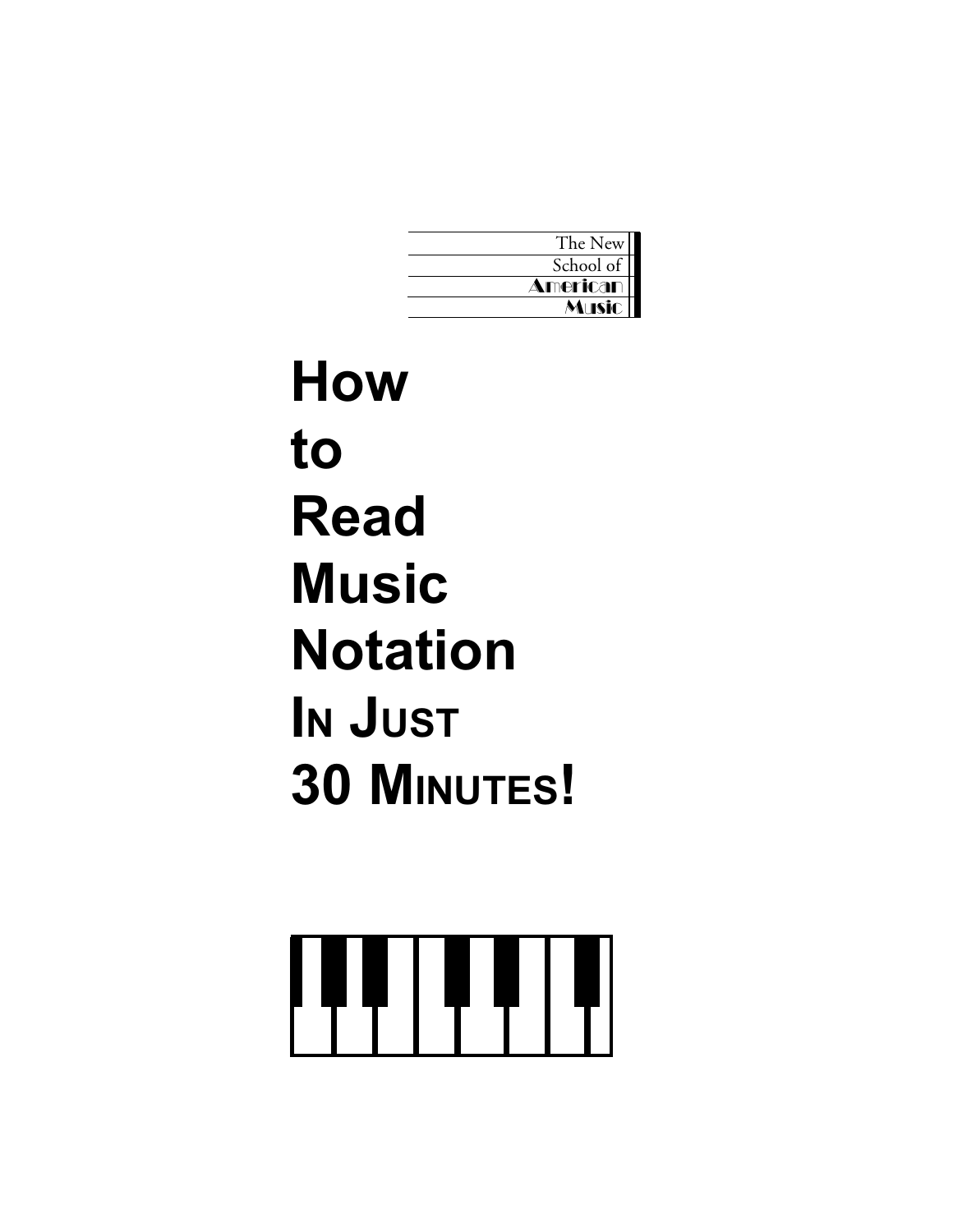The New
School of
American
Music

# How to Read Music Notation In Just 30 Minutes!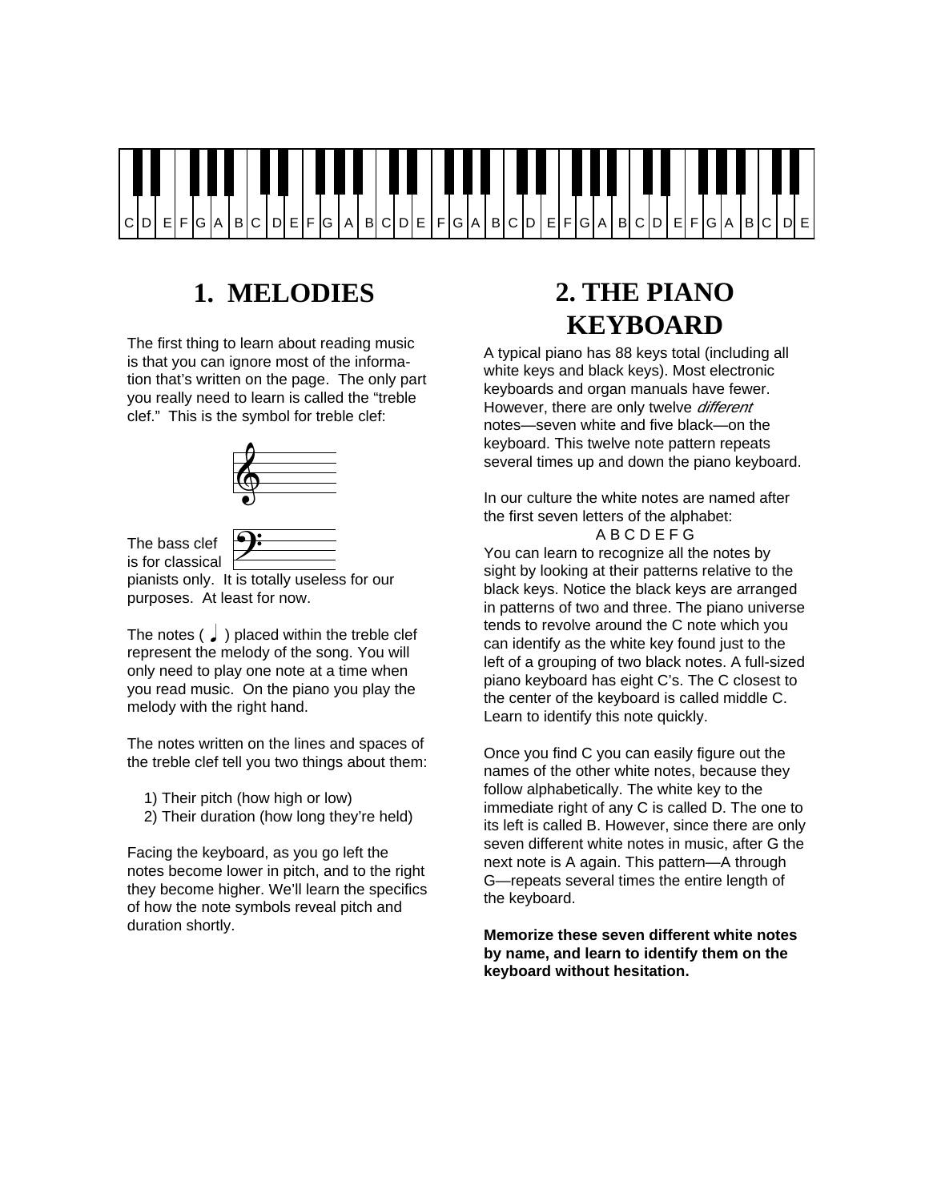C D E F G A B C D E F G A B C D E F G A B C D E F G A B C D E F G A B C D E

# 1. MELODIES

The first thing to learn about reading music is that you can ignore most of the information that's written on the page. The only part you really need to learn is called the "treble clef." This is the symbol for treble clef:

The bass clef is for classical pianists only. It is totally useless for our purposes. At least for now.

The notes ( ♩ ) placed within the treble clef represent the melody of the song. You will only need to play one note at a time when you read music. On the piano you play the melody with the right hand.

The notes written on the lines and spaces of the treble clef tell you two things about them:

1) Their pitch (how high or low)
2) Their duration (how long they're held)

Facing the keyboard, as you go left the notes become lower in pitch, and to the right they become higher. We'll learn the specifics of how the note symbols reveal pitch and duration shortly.

# 2. THE PIANO KEYBOARD

A typical piano has 88 keys total (including all white keys and black keys). Most electronic keyboards and organ manuals have fewer. However, there are only twelve *different* notes—seven white and five black—on the keyboard. This twelve note pattern repeats several times up and down the piano keyboard.

In our culture the white notes are named after the first seven letters of the alphabet:

A B C D E F G

You can learn to recognize all the notes by sight by looking at their patterns relative to the black keys. Notice the black keys are arranged in patterns of two and three. The piano universe tends to revolve around the C note which you can identify as the white key found just to the left of a grouping of two black notes. A full-sized piano keyboard has eight C's. The C closest to the center of the keyboard is called middle C. Learn to identify this note quickly.

Once you find C you can easily figure out the names of the other white notes, because they follow alphabetically. The white key to the immediate right of any C is called D. The one to its left is called B. However, since there are only seven different white notes in music, after G the next note is A again. This pattern—A through G—repeats several times the entire length of the keyboard.

**Memorize these seven different white notes by name, and learn to identify them on the keyboard without hesitation.**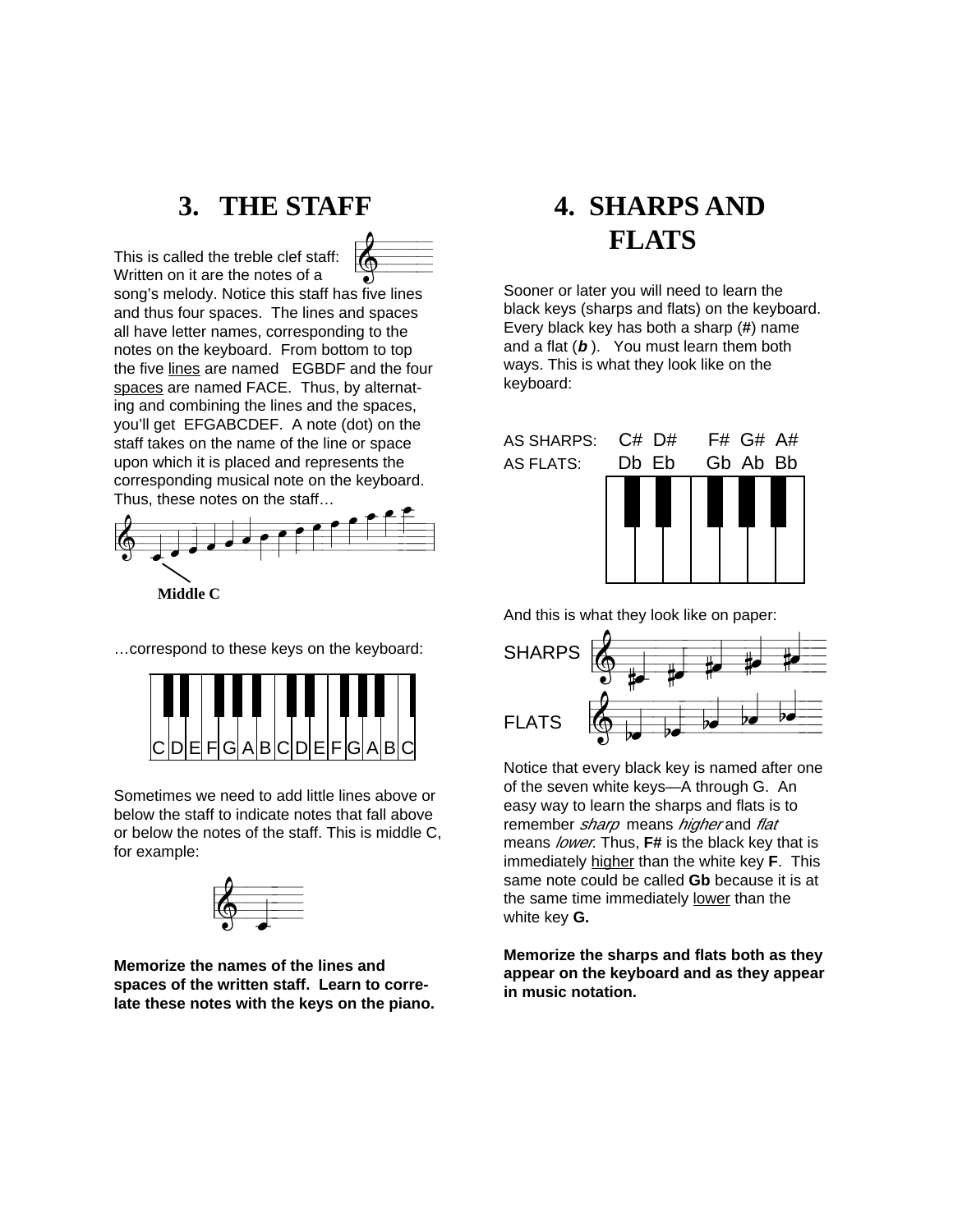# 3. THE STAFF

This is called the treble clef staff: Written on it are the notes of a song's melody. Notice this staff has five lines and thus four spaces. The lines and spaces all have letter names, corresponding to the notes on the keyboard. From bottom to top the five lines are named EGBDF and the four spaces are named FACE. Thus, by alternating and combining the lines and the spaces, you'll get EFGABCDEF. A note (dot) on the staff takes on the name of the line or space upon which it is placed and represents the corresponding musical note on the keyboard. Thus, these notes on the staff…

Middle C

…correspond to these keys on the keyboard:

C D E F G A B C D E F G A B C

Sometimes we need to add little lines above or below the staff to indicate notes that fall above or below the notes of the staff. This is middle C, for example:

**Memorize the names of the lines and spaces of the written staff. Learn to correlate these notes with the keys on the piano.**

# 4. SHARPS AND FLATS

Sooner or later you will need to learn the black keys (sharps and flats) on the keyboard. Every black key has both a sharp (**#**) name and a flat (***b***). You must learn them both ways. This is what they look like on the keyboard:

AS SHARPS: C# D# F# G# A#

AS FLATS: Db Eb Gb Ab Bb

And this is what they look like on paper:

SHARPS

FLATS

Notice that every black key is named after one of the seven white keys—A through G. An easy way to learn the sharps and flats is to remember *sharp* means *higher* and *flat* means *lower*. Thus, **F#** is the black key that is immediately higher than the white key **F**. This same note could be called **Gb** because it is at the same time immediately lower than the white key **G.**

**Memorize the sharps and flats both as they appear on the keyboard and as they appear in music notation.**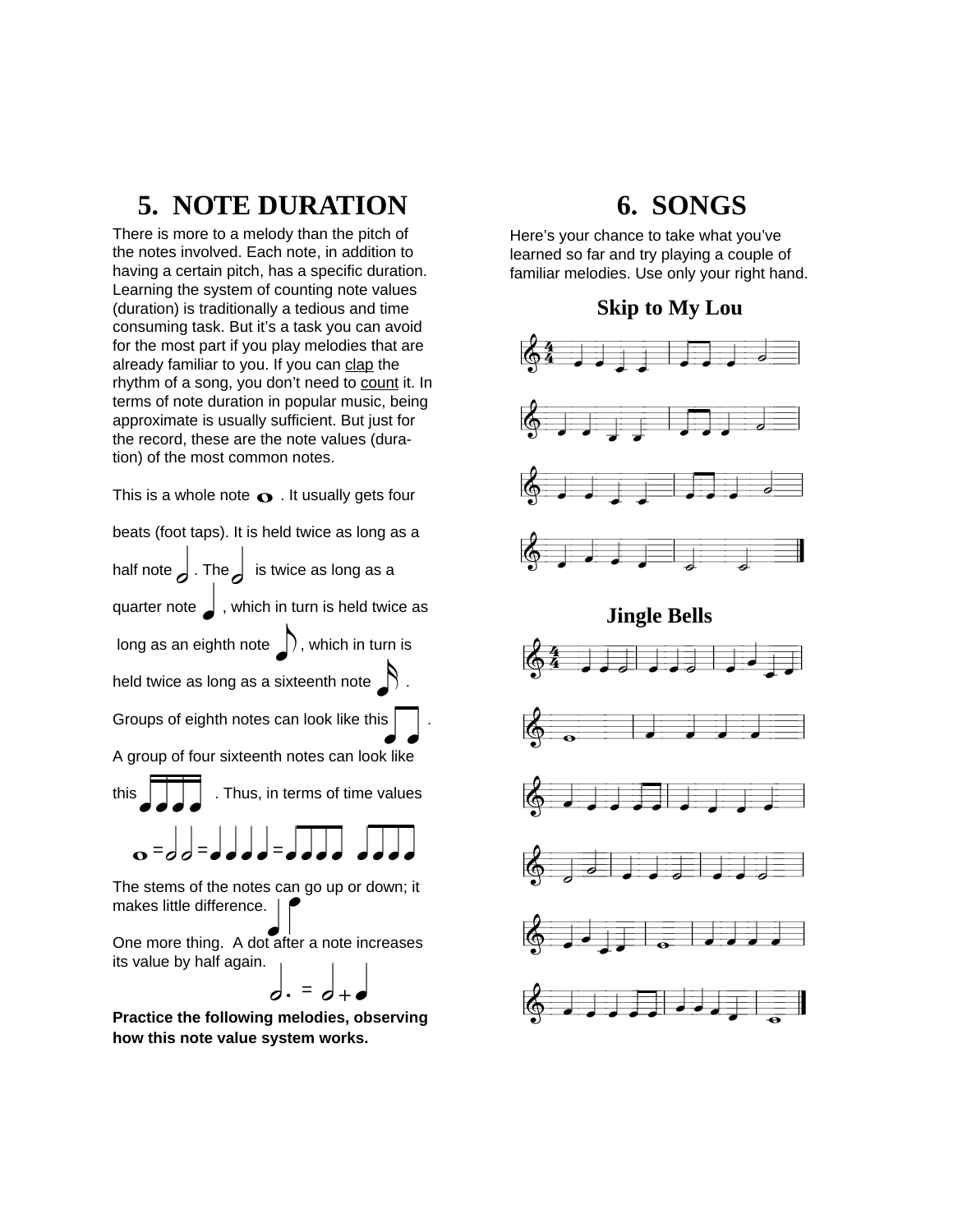## 5. NOTE DURATION

There is more to a melody than the pitch of the notes involved. Each note, in addition to having a certain pitch, has a specific duration. Learning the system of counting note values (duration) is traditionally a tedious and time consuming task. But it's a task you can avoid for the most part if you play melodies that are already familiar to you. If you can clap the rhythm of a song, you don't need to count it. In terms of note duration in popular music, being approximate is usually sufficient. But just for the record, these are the note values (duration) of the most common notes.

This is a whole note . It usually gets four beats (foot taps). It is held twice as long as a half note . The  is twice as long as a quarter note , which in turn is held twice as long as an eighth note , which in turn is held twice as long as a sixteenth note . Groups of eighth notes can look like this . A group of four sixteenth notes can look like this . Thus, in terms of time values

The stems of the notes can go up or down; it makes little difference.

One more thing. A dot after a note increases its value by half again.

**Practice the following melodies, observing how this note value system works.**

## 6. SONGS

Here's your chance to take what you've learned so far and try playing a couple of familiar melodies. Use only your right hand.

### Skip to My Lou

### Jingle Bells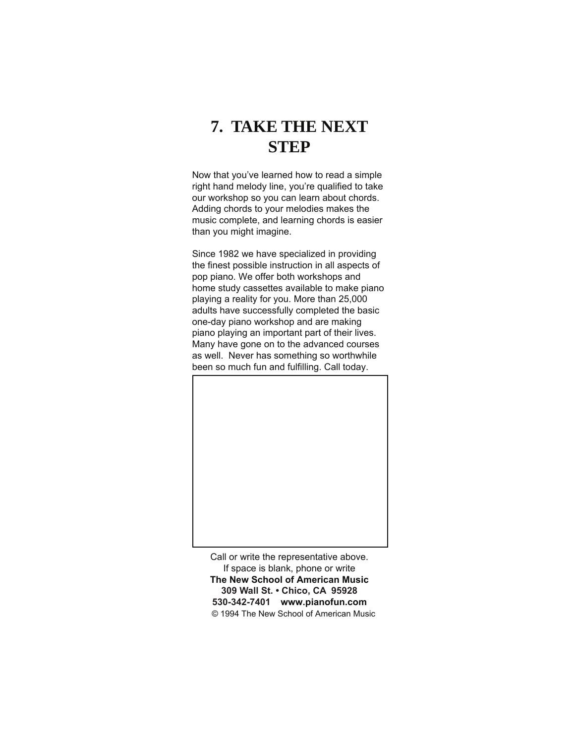# 7. TAKE THE NEXT STEP

Now that you've learned how to read a simple right hand melody line, you're qualified to take our workshop so you can learn about chords. Adding chords to your melodies makes the music complete, and learning chords is easier than you might imagine.

Since 1982 we have specialized in providing the finest possible instruction in all aspects of pop piano. We offer both workshops and home study cassettes available to make piano playing a reality for you. More than 25,000 adults have successfully completed the basic one-day piano workshop and are making piano playing an important part of their lives. Many have gone on to the advanced courses as well. Never has something so worthwhile been so much fun and fulfilling. Call today.

Call or write the representative above.
If space is blank, phone or write

**The New School of American Music**
**309 Wall St. • Chico, CA 95928**
**530-342-7401 www.pianofun.com**

© 1994 The New School of American Music